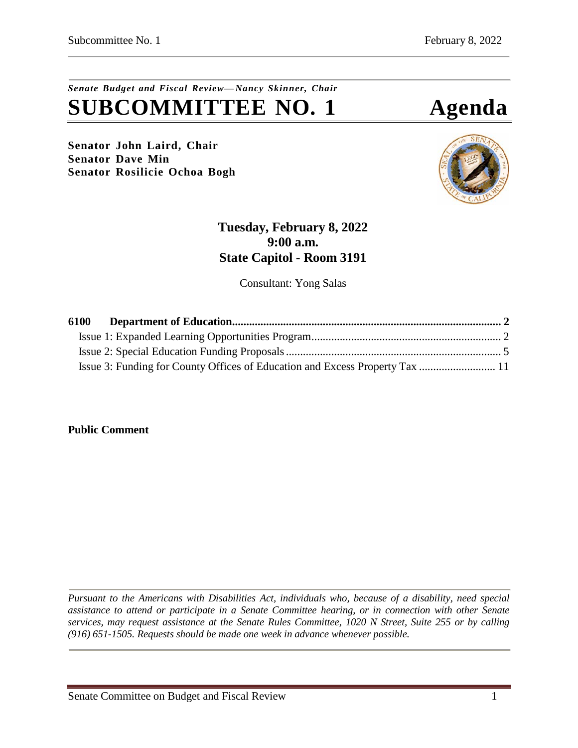*Senate Budget and Fiscal Review—Nancy Skinner, Chair*

# SUBCOMMITTEE NO. 1 Agenda

**Senator John Laird, Chair**
**Senator Dave Min**
**Senator Rosilicie Ochoa Bogh**

**Tuesday, February 8, 2022**
**9:00 a.m.**
**State Capitol - Room 3191**

Consultant: Yong Salas

**6100 Department of Education ............................................................................................. 2**
Issue 1: Expanded Learning Opportunities Program .................................................................. 2
Issue 2: Special Education Funding Proposals ........................................................................... 5
Issue 3: Funding for County Offices of Education and Excess Property Tax .......................... 11

**Public Comment**

*Pursuant to the Americans with Disabilities Act, individuals who, because of a disability, need special assistance to attend or participate in a Senate Committee hearing, or in connection with other Senate services, may request assistance at the Senate Rules Committee, 1020 N Street, Suite 255 or by calling (916) 651-1505. Requests should be made one week in advance whenever possible.*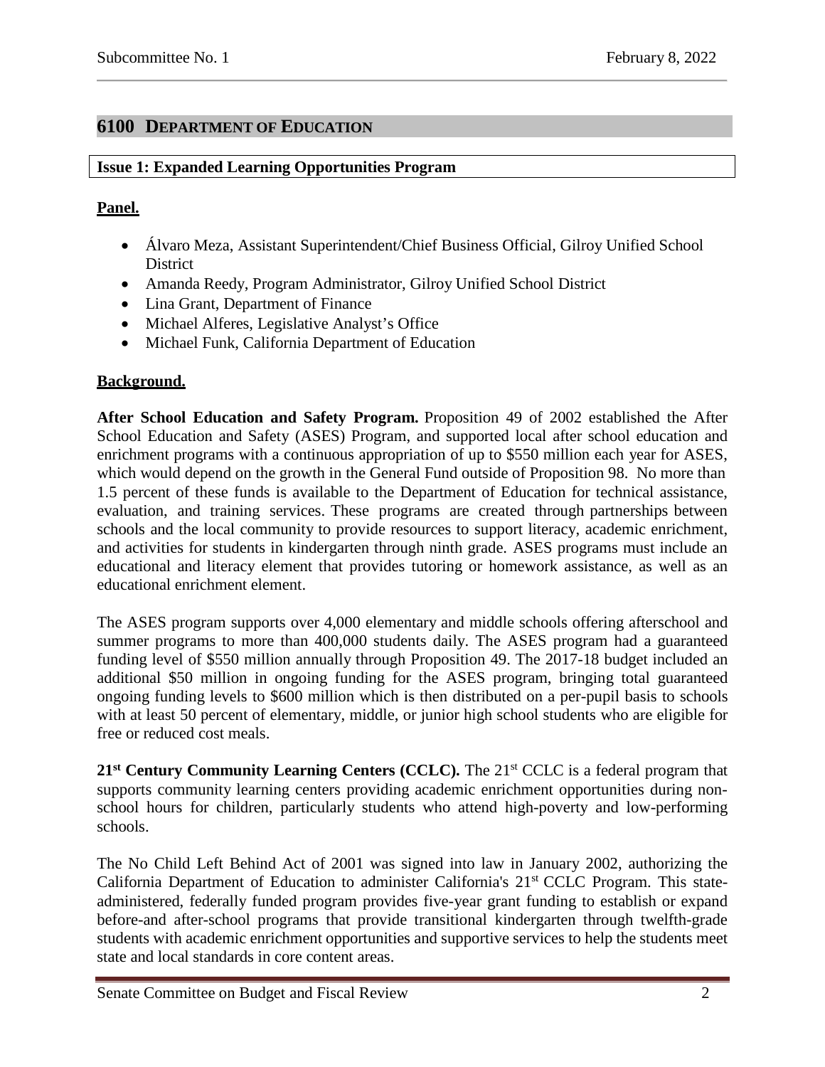## 6100 DEPARTMENT OF EDUCATION

### Issue 1: Expanded Learning Opportunities Program

**Panel.**

- Álvaro Meza, Assistant Superintendent/Chief Business Official, Gilroy Unified School District
- Amanda Reedy, Program Administrator, Gilroy Unified School District
- Lina Grant, Department of Finance
- Michael Alferes, Legislative Analyst's Office
- Michael Funk, California Department of Education

**Background.**

**After School Education and Safety Program.** Proposition 49 of 2002 established the After School Education and Safety (ASES) Program, and supported local after school education and enrichment programs with a continuous appropriation of up to $550 million each year for ASES, which would depend on the growth in the General Fund outside of Proposition 98. No more than 1.5 percent of these funds is available to the Department of Education for technical assistance, evaluation, and training services. These programs are created through partnerships between schools and the local community to provide resources to support literacy, academic enrichment, and activities for students in kindergarten through ninth grade. ASES programs must include an educational and literacy element that provides tutoring or homework assistance, as well as an educational enrichment element.

The ASES program supports over 4,000 elementary and middle schools offering afterschool and summer programs to more than 400,000 students daily. The ASES program had a guaranteed funding level of $550 million annually through Proposition 49. The 2017-18 budget included an additional $50 million in ongoing funding for the ASES program, bringing total guaranteed ongoing funding levels to $600 million which is then distributed on a per-pupil basis to schools with at least 50 percent of elementary, middle, or junior high school students who are eligible for free or reduced cost meals.

**21st Century Community Learning Centers (CCLC).** The 21st CCLC is a federal program that supports community learning centers providing academic enrichment opportunities during non-school hours for children, particularly students who attend high-poverty and low-performing schools.

The No Child Left Behind Act of 2001 was signed into law in January 2002, authorizing the California Department of Education to administer California's 21st CCLC Program. This state-administered, federally funded program provides five-year grant funding to establish or expand before-and after-school programs that provide transitional kindergarten through twelfth-grade students with academic enrichment opportunities and supportive services to help the students meet state and local standards in core content areas.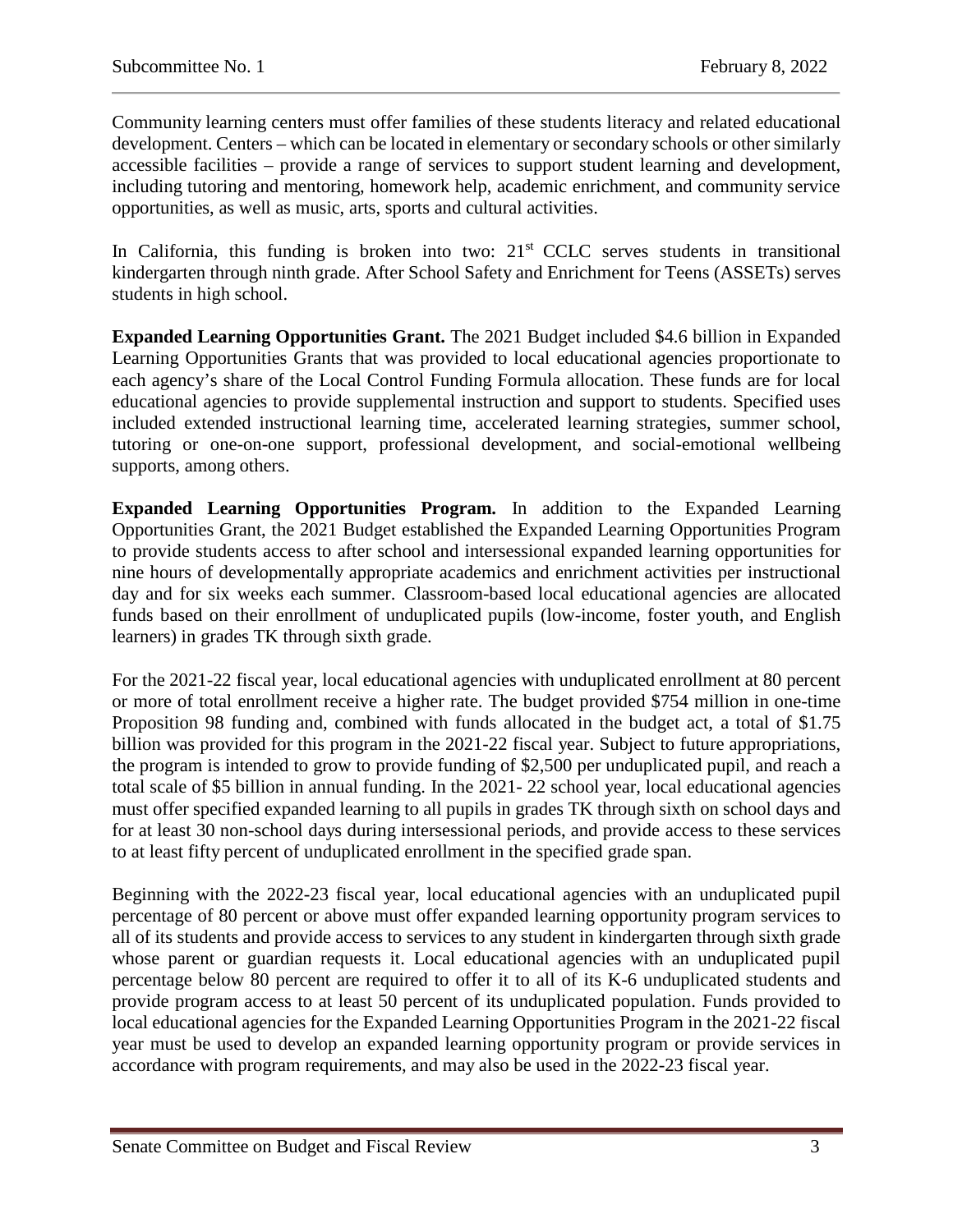Community learning centers must offer families of these students literacy and related educational development. Centers – which can be located in elementary or secondary schools or other similarly accessible facilities – provide a range of services to support student learning and development, including tutoring and mentoring, homework help, academic enrichment, and community service opportunities, as well as music, arts, sports and cultural activities.

In California, this funding is broken into two: 21st CCLC serves students in transitional kindergarten through ninth grade. After School Safety and Enrichment for Teens (ASSETs) serves students in high school.

**Expanded Learning Opportunities Grant.** The 2021 Budget included $4.6 billion in Expanded Learning Opportunities Grants that was provided to local educational agencies proportionate to each agency's share of the Local Control Funding Formula allocation. These funds are for local educational agencies to provide supplemental instruction and support to students. Specified uses included extended instructional learning time, accelerated learning strategies, summer school, tutoring or one-on-one support, professional development, and social-emotional wellbeing supports, among others.

**Expanded Learning Opportunities Program.** In addition to the Expanded Learning Opportunities Grant, the 2021 Budget established the Expanded Learning Opportunities Program to provide students access to after school and intersessional expanded learning opportunities for nine hours of developmentally appropriate academics and enrichment activities per instructional day and for six weeks each summer. Classroom-based local educational agencies are allocated funds based on their enrollment of unduplicated pupils (low-income, foster youth, and English learners) in grades TK through sixth grade.

For the 2021-22 fiscal year, local educational agencies with unduplicated enrollment at 80 percent or more of total enrollment receive a higher rate. The budget provided $754 million in one-time Proposition 98 funding and, combined with funds allocated in the budget act, a total of $1.75 billion was provided for this program in the 2021-22 fiscal year. Subject to future appropriations, the program is intended to grow to provide funding of $2,500 per unduplicated pupil, and reach a total scale of $5 billion in annual funding. In the 2021- 22 school year, local educational agencies must offer specified expanded learning to all pupils in grades TK through sixth on school days and for at least 30 non-school days during intersessional periods, and provide access to these services to at least fifty percent of unduplicated enrollment in the specified grade span.

Beginning with the 2022-23 fiscal year, local educational agencies with an unduplicated pupil percentage of 80 percent or above must offer expanded learning opportunity program services to all of its students and provide access to services to any student in kindergarten through sixth grade whose parent or guardian requests it. Local educational agencies with an unduplicated pupil percentage below 80 percent are required to offer it to all of its K-6 unduplicated students and provide program access to at least 50 percent of its unduplicated population. Funds provided to local educational agencies for the Expanded Learning Opportunities Program in the 2021-22 fiscal year must be used to develop an expanded learning opportunity program or provide services in accordance with program requirements, and may also be used in the 2022-23 fiscal year.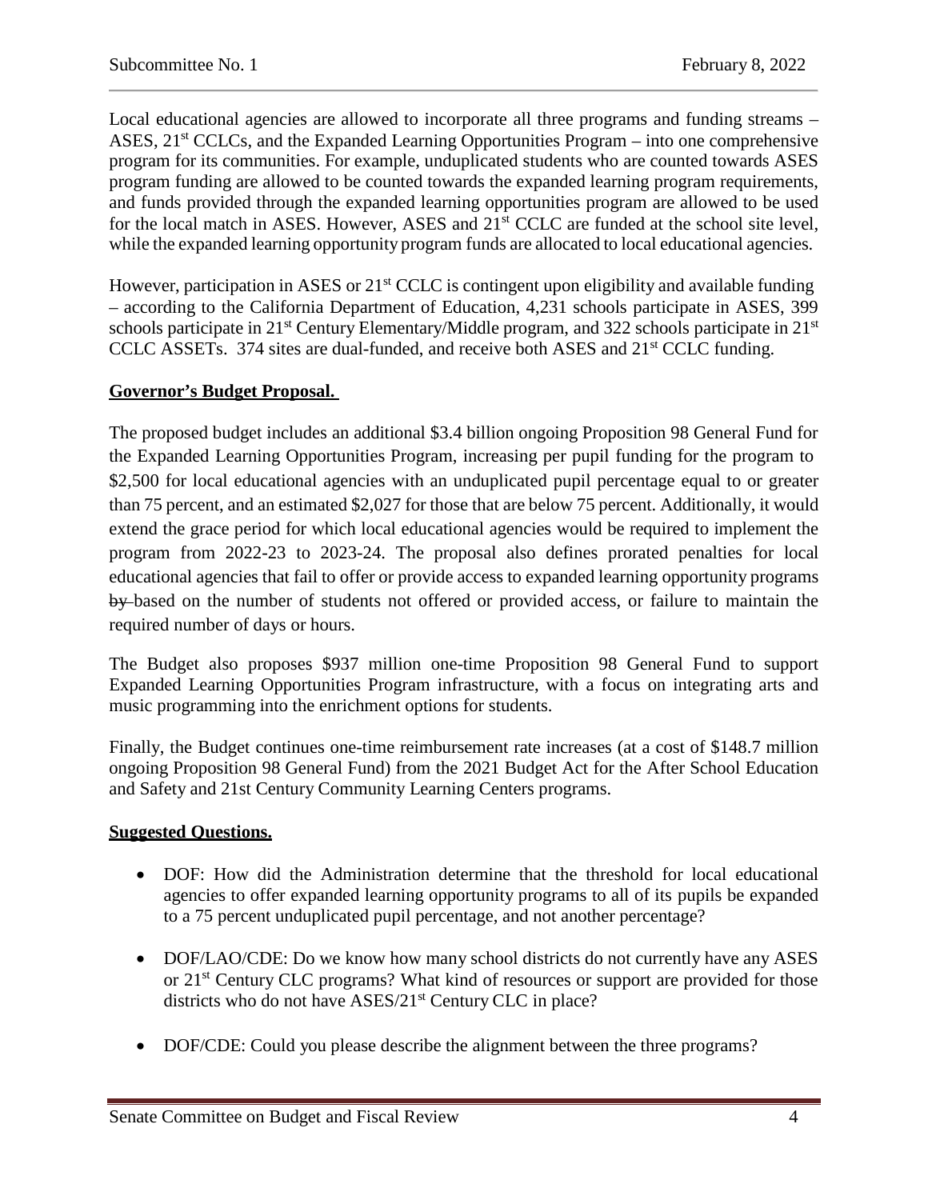Local educational agencies are allowed to incorporate all three programs and funding streams – ASES, 21st CCLCs, and the Expanded Learning Opportunities Program – into one comprehensive program for its communities. For example, unduplicated students who are counted towards ASES program funding are allowed to be counted towards the expanded learning program requirements, and funds provided through the expanded learning opportunities program are allowed to be used for the local match in ASES. However, ASES and 21st CCLC are funded at the school site level, while the expanded learning opportunity program funds are allocated to local educational agencies.

However, participation in ASES or 21st CCLC is contingent upon eligibility and available funding – according to the California Department of Education, 4,231 schools participate in ASES, 399 schools participate in 21st Century Elementary/Middle program, and 322 schools participate in 21st CCLC ASSETs. 374 sites are dual-funded, and receive both ASES and 21st CCLC funding.

**Governor's Budget Proposal.**

The proposed budget includes an additional $3.4 billion ongoing Proposition 98 General Fund for the Expanded Learning Opportunities Program, increasing per pupil funding for the program to $2,500 for local educational agencies with an unduplicated pupil percentage equal to or greater than 75 percent, and an estimated $2,027 for those that are below 75 percent. Additionally, it would extend the grace period for which local educational agencies would be required to implement the program from 2022-23 to 2023-24. The proposal also defines prorated penalties for local educational agencies that fail to offer or provide access to expanded learning opportunity programs ~~by~~ based on the number of students not offered or provided access, or failure to maintain the required number of days or hours.

The Budget also proposes $937 million one-time Proposition 98 General Fund to support Expanded Learning Opportunities Program infrastructure, with a focus on integrating arts and music programming into the enrichment options for students.

Finally, the Budget continues one-time reimbursement rate increases (at a cost of $148.7 million ongoing Proposition 98 General Fund) from the 2021 Budget Act for the After School Education and Safety and 21st Century Community Learning Centers programs.

**Suggested Questions.**

- DOF: How did the Administration determine that the threshold for local educational agencies to offer expanded learning opportunity programs to all of its pupils be expanded to a 75 percent unduplicated pupil percentage, and not another percentage?
- DOF/LAO/CDE: Do we know how many school districts do not currently have any ASES or 21st Century CLC programs? What kind of resources or support are provided for those districts who do not have ASES/21st Century CLC in place?
- DOF/CDE: Could you please describe the alignment between the three programs?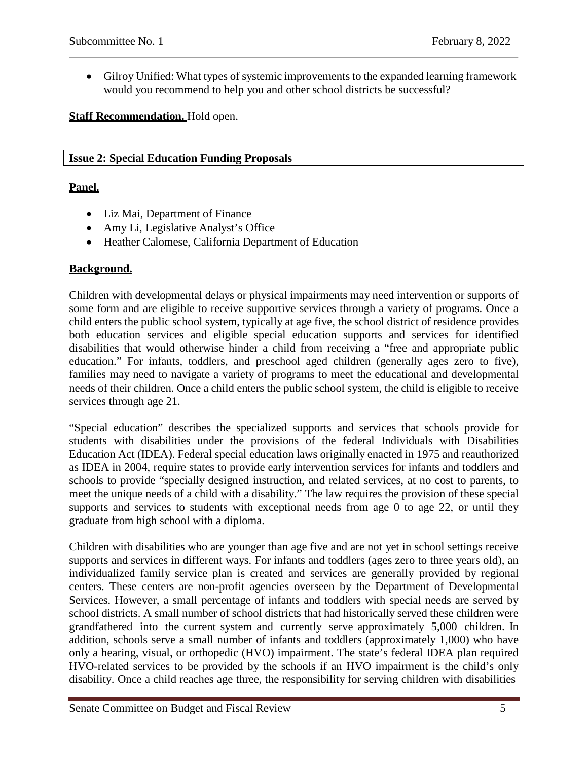- Gilroy Unified: What types of systemic improvements to the expanded learning framework would you recommend to help you and other school districts be successful?

**Staff Recommendation.** Hold open.

## Issue 2: Special Education Funding Proposals

**Panel.**

- Liz Mai, Department of Finance
- Amy Li, Legislative Analyst's Office
- Heather Calomese, California Department of Education

**Background.**

Children with developmental delays or physical impairments may need intervention or supports of some form and are eligible to receive supportive services through a variety of programs. Once a child enters the public school system, typically at age five, the school district of residence provides both education services and eligible special education supports and services for identified disabilities that would otherwise hinder a child from receiving a "free and appropriate public education." For infants, toddlers, and preschool aged children (generally ages zero to five), families may need to navigate a variety of programs to meet the educational and developmental needs of their children. Once a child enters the public school system, the child is eligible to receive services through age 21.

"Special education" describes the specialized supports and services that schools provide for students with disabilities under the provisions of the federal Individuals with Disabilities Education Act (IDEA). Federal special education laws originally enacted in 1975 and reauthorized as IDEA in 2004, require states to provide early intervention services for infants and toddlers and schools to provide "specially designed instruction, and related services, at no cost to parents, to meet the unique needs of a child with a disability." The law requires the provision of these special supports and services to students with exceptional needs from age 0 to age 22, or until they graduate from high school with a diploma.

Children with disabilities who are younger than age five and are not yet in school settings receive supports and services in different ways. For infants and toddlers (ages zero to three years old), an individualized family service plan is created and services are generally provided by regional centers. These centers are non-profit agencies overseen by the Department of Developmental Services. However, a small percentage of infants and toddlers with special needs are served by school districts. A small number of school districts that had historically served these children were grandfathered into the current system and currently serve approximately 5,000 children. In addition, schools serve a small number of infants and toddlers (approximately 1,000) who have only a hearing, visual, or orthopedic (HVO) impairment. The state's federal IDEA plan required HVO-related services to be provided by the schools if an HVO impairment is the child's only disability. Once a child reaches age three, the responsibility for serving children with disabilities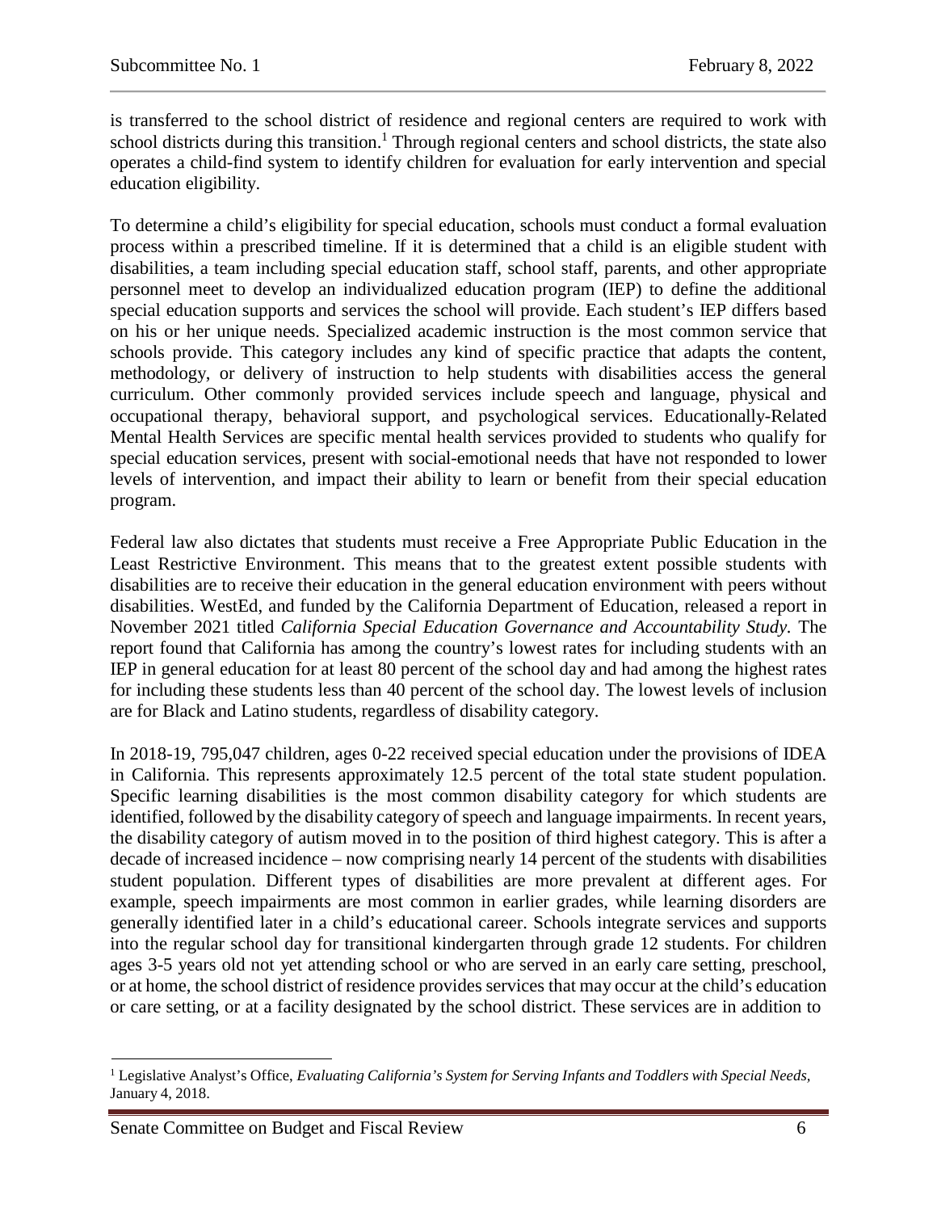is transferred to the school district of residence and regional centers are required to work with school districts during this transition.[1] Through regional centers and school districts, the state also operates a child-find system to identify children for evaluation for early intervention and special education eligibility.

To determine a child's eligibility for special education, schools must conduct a formal evaluation process within a prescribed timeline. If it is determined that a child is an eligible student with disabilities, a team including special education staff, school staff, parents, and other appropriate personnel meet to develop an individualized education program (IEP) to define the additional special education supports and services the school will provide. Each student's IEP differs based on his or her unique needs. Specialized academic instruction is the most common service that schools provide. This category includes any kind of specific practice that adapts the content, methodology, or delivery of instruction to help students with disabilities access the general curriculum. Other commonly provided services include speech and language, physical and occupational therapy, behavioral support, and psychological services. Educationally-Related Mental Health Services are specific mental health services provided to students who qualify for special education services, present with social-emotional needs that have not responded to lower levels of intervention, and impact their ability to learn or benefit from their special education program.

Federal law also dictates that students must receive a Free Appropriate Public Education in the Least Restrictive Environment. This means that to the greatest extent possible students with disabilities are to receive their education in the general education environment with peers without disabilities. WestEd, and funded by the California Department of Education, released a report in November 2021 titled *California Special Education Governance and Accountability Study*. The report found that California has among the country's lowest rates for including students with an IEP in general education for at least 80 percent of the school day and had among the highest rates for including these students less than 40 percent of the school day. The lowest levels of inclusion are for Black and Latino students, regardless of disability category.

In 2018-19, 795,047 children, ages 0-22 received special education under the provisions of IDEA in California. This represents approximately 12.5 percent of the total state student population. Specific learning disabilities is the most common disability category for which students are identified, followed by the disability category of speech and language impairments. In recent years, the disability category of autism moved in to the position of third highest category. This is after a decade of increased incidence – now comprising nearly 14 percent of the students with disabilities student population. Different types of disabilities are more prevalent at different ages. For example, speech impairments are most common in earlier grades, while learning disorders are generally identified later in a child's educational career. Schools integrate services and supports into the regular school day for transitional kindergarten through grade 12 students. For children ages 3-5 years old not yet attending school or who are served in an early care setting, preschool, or at home, the school district of residence provides services that may occur at the child's education or care setting, or at a facility designated by the school district. These services are in addition to

[1] Legislative Analyst's Office, *Evaluating California's System for Serving Infants and Toddlers with Special Needs*, January 4, 2018.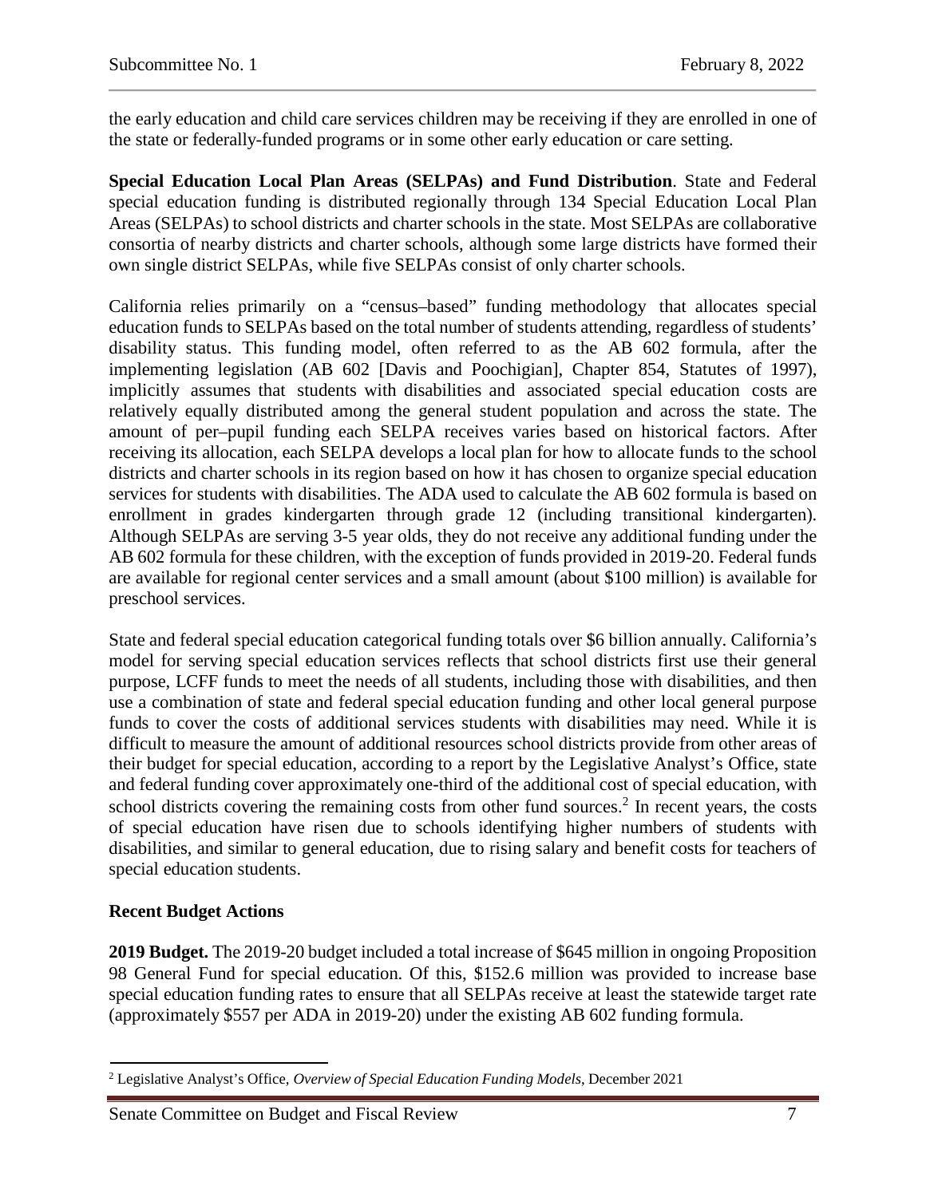the early education and child care services children may be receiving if they are enrolled in one of the state or federally-funded programs or in some other early education or care setting.

**Special Education Local Plan Areas (SELPAs) and Fund Distribution**. State and Federal special education funding is distributed regionally through 134 Special Education Local Plan Areas (SELPAs) to school districts and charter schools in the state. Most SELPAs are collaborative consortia of nearby districts and charter schools, although some large districts have formed their own single district SELPAs, while five SELPAs consist of only charter schools.

California relies primarily on a "census–based" funding methodology that allocates special education funds to SELPAs based on the total number of students attending, regardless of students' disability status. This funding model, often referred to as the AB 602 formula, after the implementing legislation (AB 602 [Davis and Poochigian], Chapter 854, Statutes of 1997), implicitly assumes that students with disabilities and associated special education costs are relatively equally distributed among the general student population and across the state. The amount of per–pupil funding each SELPA receives varies based on historical factors. After receiving its allocation, each SELPA develops a local plan for how to allocate funds to the school districts and charter schools in its region based on how it has chosen to organize special education services for students with disabilities. The ADA used to calculate the AB 602 formula is based on enrollment in grades kindergarten through grade 12 (including transitional kindergarten). Although SELPAs are serving 3-5 year olds, they do not receive any additional funding under the AB 602 formula for these children, with the exception of funds provided in 2019-20. Federal funds are available for regional center services and a small amount (about $100 million) is available for preschool services.

State and federal special education categorical funding totals over $6 billion annually. California's model for serving special education services reflects that school districts first use their general purpose, LCFF funds to meet the needs of all students, including those with disabilities, and then use a combination of state and federal special education funding and other local general purpose funds to cover the costs of additional services students with disabilities may need. While it is difficult to measure the amount of additional resources school districts provide from other areas of their budget for special education, according to a report by the Legislative Analyst's Office, state and federal funding cover approximately one-third of the additional cost of special education, with school districts covering the remaining costs from other fund sources.[2] In recent years, the costs of special education have risen due to schools identifying higher numbers of students with disabilities, and similar to general education, due to rising salary and benefit costs for teachers of special education students.

## Recent Budget Actions

**2019 Budget.** The 2019-20 budget included a total increase of $645 million in ongoing Proposition 98 General Fund for special education. Of this, $152.6 million was provided to increase base special education funding rates to ensure that all SELPAs receive at least the statewide target rate (approximately $557 per ADA in 2019-20) under the existing AB 602 funding formula.

[2] Legislative Analyst's Office, *Overview of Special Education Funding Models*, December 2021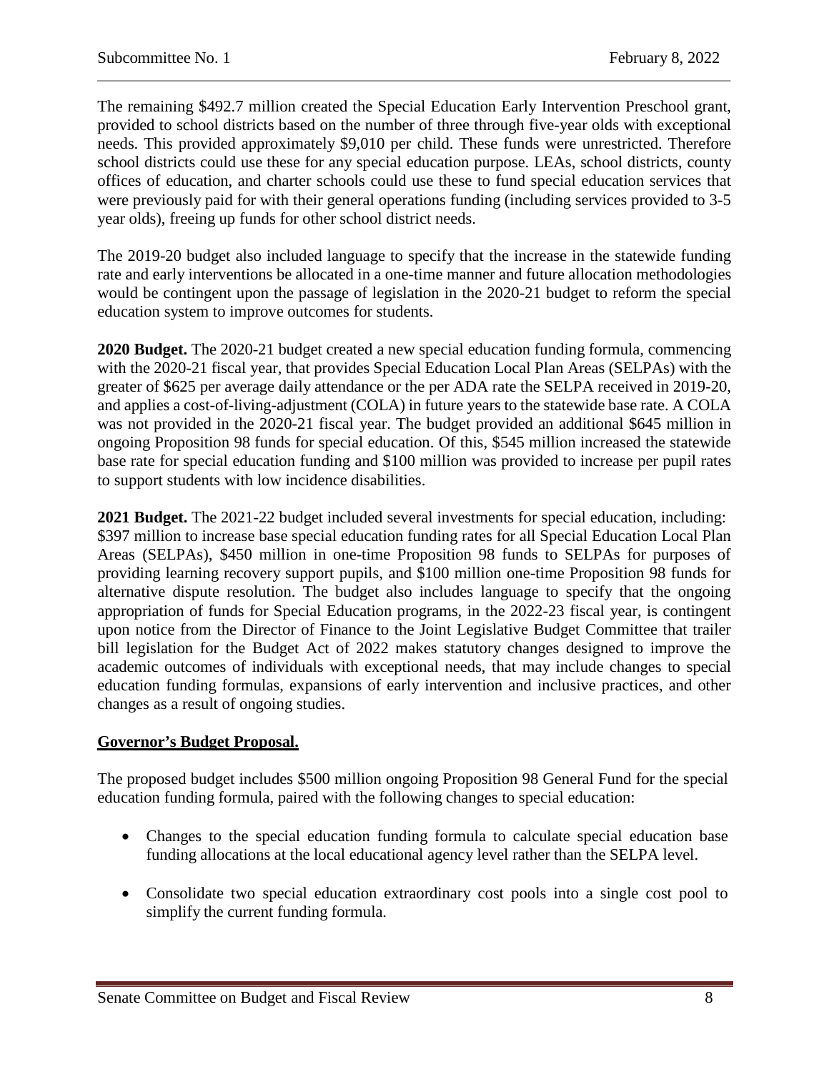The remaining $492.7 million created the Special Education Early Intervention Preschool grant, provided to school districts based on the number of three through five-year olds with exceptional needs. This provided approximately $9,010 per child. These funds were unrestricted. Therefore school districts could use these for any special education purpose. LEAs, school districts, county offices of education, and charter schools could use these to fund special education services that were previously paid for with their general operations funding (including services provided to 3-5 year olds), freeing up funds for other school district needs.

The 2019-20 budget also included language to specify that the increase in the statewide funding rate and early interventions be allocated in a one-time manner and future allocation methodologies would be contingent upon the passage of legislation in the 2020-21 budget to reform the special education system to improve outcomes for students.

**2020 Budget.** The 2020-21 budget created a new special education funding formula, commencing with the 2020-21 fiscal year, that provides Special Education Local Plan Areas (SELPAs) with the greater of $625 per average daily attendance or the per ADA rate the SELPA received in 2019-20, and applies a cost-of-living-adjustment (COLA) in future years to the statewide base rate. A COLA was not provided in the 2020-21 fiscal year. The budget provided an additional $645 million in ongoing Proposition 98 funds for special education. Of this, $545 million increased the statewide base rate for special education funding and $100 million was provided to increase per pupil rates to support students with low incidence disabilities.

**2021 Budget.** The 2021-22 budget included several investments for special education, including: $397 million to increase base special education funding rates for all Special Education Local Plan Areas (SELPAs), $450 million in one-time Proposition 98 funds to SELPAs for purposes of providing learning recovery support pupils, and $100 million one-time Proposition 98 funds for alternative dispute resolution. The budget also includes language to specify that the ongoing appropriation of funds for Special Education programs, in the 2022-23 fiscal year, is contingent upon notice from the Director of Finance to the Joint Legislative Budget Committee that trailer bill legislation for the Budget Act of 2022 makes statutory changes designed to improve the academic outcomes of individuals with exceptional needs, that may include changes to special education funding formulas, expansions of early intervention and inclusive practices, and other changes as a result of ongoing studies.

**Governor's Budget Proposal.**

The proposed budget includes $500 million ongoing Proposition 98 General Fund for the special education funding formula, paired with the following changes to special education:

- Changes to the special education funding formula to calculate special education base funding allocations at the local educational agency level rather than the SELPA level.
- Consolidate two special education extraordinary cost pools into a single cost pool to simplify the current funding formula.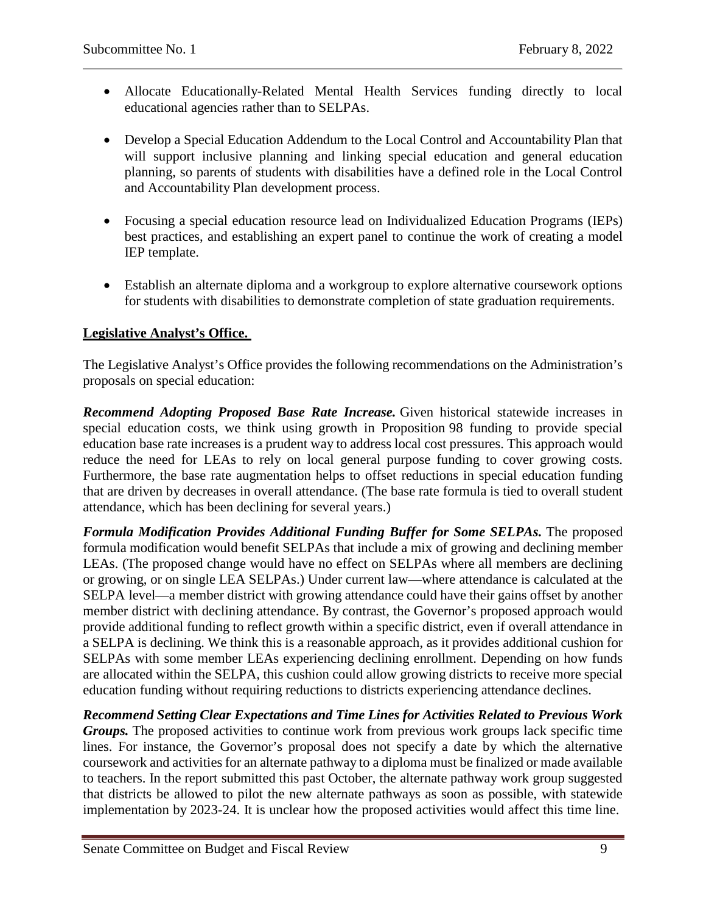- Allocate Educationally-Related Mental Health Services funding directly to local educational agencies rather than to SELPAs.

- Develop a Special Education Addendum to the Local Control and Accountability Plan that will support inclusive planning and linking special education and general education planning, so parents of students with disabilities have a defined role in the Local Control and Accountability Plan development process.

- Focusing a special education resource lead on Individualized Education Programs (IEPs) best practices, and establishing an expert panel to continue the work of creating a model IEP template.

- Establish an alternate diploma and a workgroup to explore alternative coursework options for students with disabilities to demonstrate completion of state graduation requirements.

**Legislative Analyst's Office.**

The Legislative Analyst's Office provides the following recommendations on the Administration's proposals on special education:

***Recommend Adopting Proposed Base Rate Increase.*** Given historical statewide increases in special education costs, we think using growth in Proposition 98 funding to provide special education base rate increases is a prudent way to address local cost pressures. This approach would reduce the need for LEAs to rely on local general purpose funding to cover growing costs. Furthermore, the base rate augmentation helps to offset reductions in special education funding that are driven by decreases in overall attendance. (The base rate formula is tied to overall student attendance, which has been declining for several years.)

***Formula Modification Provides Additional Funding Buffer for Some SELPAs.*** The proposed formula modification would benefit SELPAs that include a mix of growing and declining member LEAs. (The proposed change would have no effect on SELPAs where all members are declining or growing, or on single LEA SELPAs.) Under current law—where attendance is calculated at the SELPA level—a member district with growing attendance could have their gains offset by another member district with declining attendance. By contrast, the Governor's proposed approach would provide additional funding to reflect growth within a specific district, even if overall attendance in a SELPA is declining. We think this is a reasonable approach, as it provides additional cushion for SELPAs with some member LEAs experiencing declining enrollment. Depending on how funds are allocated within the SELPA, this cushion could allow growing districts to receive more special education funding without requiring reductions to districts experiencing attendance declines.

***Recommend Setting Clear Expectations and Time Lines for Activities Related to Previous Work Groups.*** The proposed activities to continue work from previous work groups lack specific time lines. For instance, the Governor's proposal does not specify a date by which the alternative coursework and activities for an alternate pathway to a diploma must be finalized or made available to teachers. In the report submitted this past October, the alternate pathway work group suggested that districts be allowed to pilot the new alternate pathways as soon as possible, with statewide implementation by 2023-24. It is unclear how the proposed activities would affect this time line.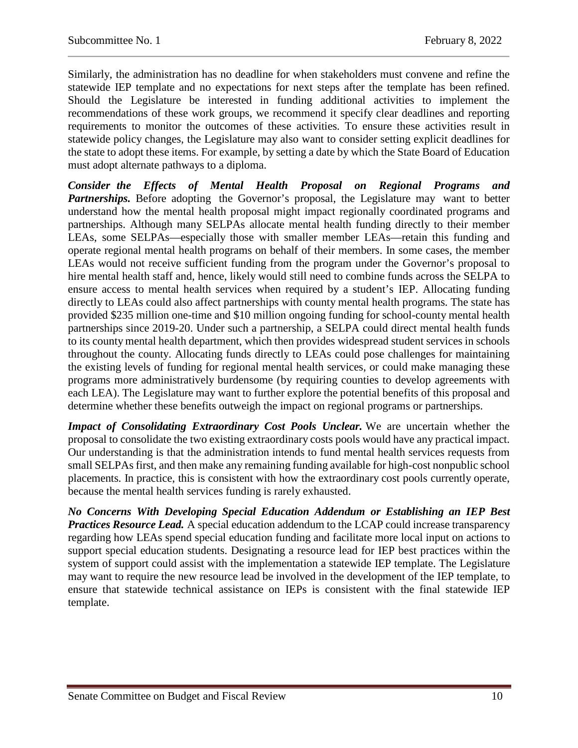Similarly, the administration has no deadline for when stakeholders must convene and refine the statewide IEP template and no expectations for next steps after the template has been refined. Should the Legislature be interested in funding additional activities to implement the recommendations of these work groups, we recommend it specify clear deadlines and reporting requirements to monitor the outcomes of these activities. To ensure these activities result in statewide policy changes, the Legislature may also want to consider setting explicit deadlines for the state to adopt these items. For example, by setting a date by which the State Board of Education must adopt alternate pathways to a diploma.

***Consider the Effects of Mental Health Proposal on Regional Programs and Partnerships.*** Before adopting the Governor's proposal, the Legislature may want to better understand how the mental health proposal might impact regionally coordinated programs and partnerships. Although many SELPAs allocate mental health funding directly to their member LEAs, some SELPAs—especially those with smaller member LEAs—retain this funding and operate regional mental health programs on behalf of their members. In some cases, the member LEAs would not receive sufficient funding from the program under the Governor's proposal to hire mental health staff and, hence, likely would still need to combine funds across the SELPA to ensure access to mental health services when required by a student's IEP. Allocating funding directly to LEAs could also affect partnerships with county mental health programs. The state has provided $235 million one-time and $10 million ongoing funding for school-county mental health partnerships since 2019-20. Under such a partnership, a SELPA could direct mental health funds to its county mental health department, which then provides widespread student services in schools throughout the county. Allocating funds directly to LEAs could pose challenges for maintaining the existing levels of funding for regional mental health services, or could make managing these programs more administratively burdensome (by requiring counties to develop agreements with each LEA). The Legislature may want to further explore the potential benefits of this proposal and determine whether these benefits outweigh the impact on regional programs or partnerships.

***Impact of Consolidating Extraordinary Cost Pools Unclear.*** We are uncertain whether the proposal to consolidate the two existing extraordinary costs pools would have any practical impact. Our understanding is that the administration intends to fund mental health services requests from small SELPAs first, and then make any remaining funding available for high-cost nonpublic school placements. In practice, this is consistent with how the extraordinary cost pools currently operate, because the mental health services funding is rarely exhausted.

***No Concerns With Developing Special Education Addendum or Establishing an IEP Best Practices Resource Lead.*** A special education addendum to the LCAP could increase transparency regarding how LEAs spend special education funding and facilitate more local input on actions to support special education students. Designating a resource lead for IEP best practices within the system of support could assist with the implementation a statewide IEP template. The Legislature may want to require the new resource lead be involved in the development of the IEP template, to ensure that statewide technical assistance on IEPs is consistent with the final statewide IEP template.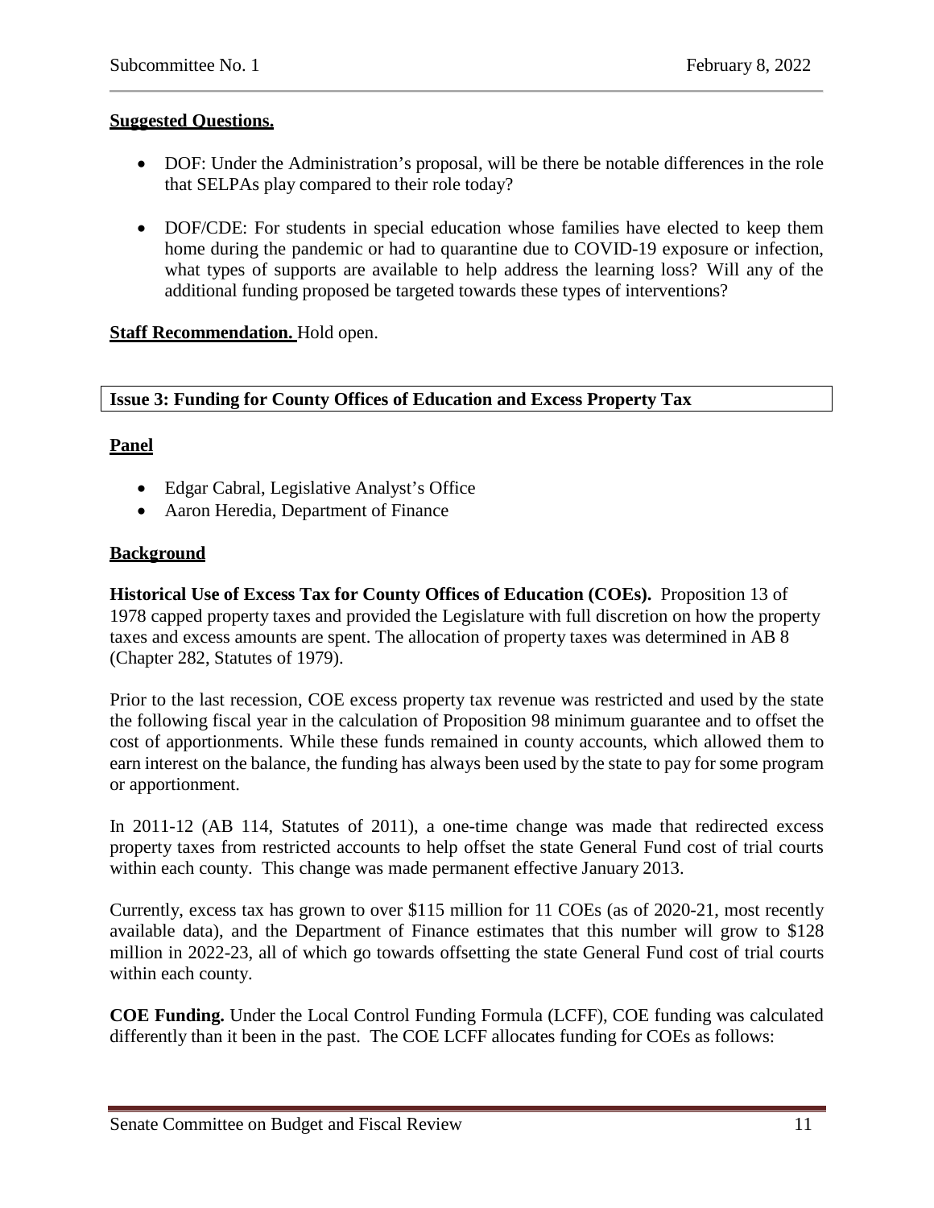**Suggested Questions.**

- DOF: Under the Administration's proposal, will be there be notable differences in the role that SELPAs play compared to their role today?
- DOF/CDE: For students in special education whose families have elected to keep them home during the pandemic or had to quarantine due to COVID-19 exposure or infection, what types of supports are available to help address the learning loss? Will any of the additional funding proposed be targeted towards these types of interventions?

**Staff Recommendation.** Hold open.

### Issue 3: Funding for County Offices of Education and Excess Property Tax

**Panel**

- Edgar Cabral, Legislative Analyst's Office
- Aaron Heredia, Department of Finance

**Background**

**Historical Use of Excess Tax for County Offices of Education (COEs).** Proposition 13 of 1978 capped property taxes and provided the Legislature with full discretion on how the property taxes and excess amounts are spent. The allocation of property taxes was determined in AB 8 (Chapter 282, Statutes of 1979).

Prior to the last recession, COE excess property tax revenue was restricted and used by the state the following fiscal year in the calculation of Proposition 98 minimum guarantee and to offset the cost of apportionments. While these funds remained in county accounts, which allowed them to earn interest on the balance, the funding has always been used by the state to pay for some program or apportionment.

In 2011-12 (AB 114, Statutes of 2011), a one-time change was made that redirected excess property taxes from restricted accounts to help offset the state General Fund cost of trial courts within each county. This change was made permanent effective January 2013.

Currently, excess tax has grown to over $115 million for 11 COEs (as of 2020-21, most recently available data), and the Department of Finance estimates that this number will grow to $128 million in 2022-23, all of which go towards offsetting the state General Fund cost of trial courts within each county.

**COE Funding.** Under the Local Control Funding Formula (LCFF), COE funding was calculated differently than it been in the past. The COE LCFF allocates funding for COEs as follows: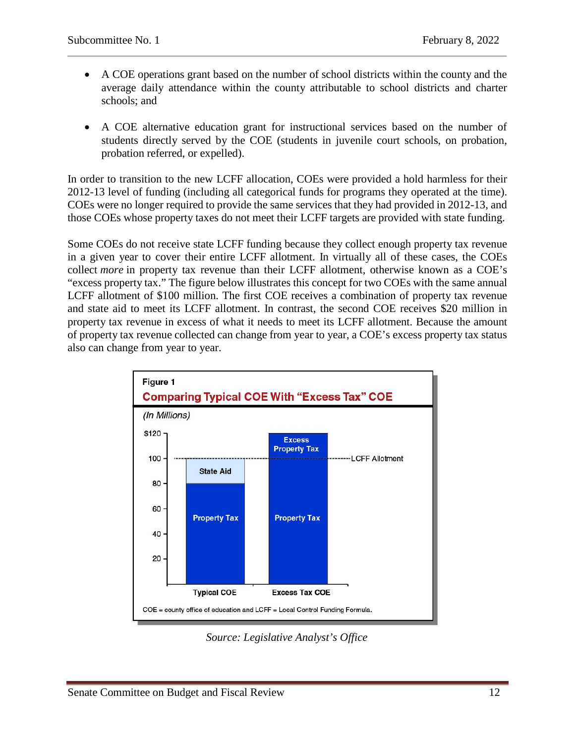- A COE operations grant based on the number of school districts within the county and the average daily attendance within the county attributable to school districts and charter schools; and

- A COE alternative education grant for instructional services based on the number of students directly served by the COE (students in juvenile court schools, on probation, probation referred, or expelled).

In order to transition to the new LCFF allocation, COEs were provided a hold harmless for their 2012-13 level of funding (including all categorical funds for programs they operated at the time). COEs were no longer required to provide the same services that they had provided in 2012-13, and those COEs whose property taxes do not meet their LCFF targets are provided with state funding.

Some COEs do not receive state LCFF funding because they collect enough property tax revenue in a given year to cover their entire LCFF allotment. In virtually all of these cases, the COEs collect *more* in property tax revenue than their LCFF allotment, otherwise known as a COE's "excess property tax." The figure below illustrates this concept for two COEs with the same annual LCFF allotment of $100 million. The first COE receives a combination of property tax revenue and state aid to meet its LCFF allotment. In contrast, the second COE receives $20 million in property tax revenue in excess of what it needs to meet its LCFF allotment. Because the amount of property tax revenue collected can change from year to year, a COE's excess property tax status also can change from year to year.

**Figure 1**

**Comparing Typical COE With "Excess Tax" COE**

*(In Millions)*

| | Typical COE | Excess Tax COE |
|---|---|---|
| Property Tax | 80 | 100 |
| State Aid | 20 | — |
| Excess Property Tax | — | 20 |
| LCFF Allotment | 100 | 100 |

COE = county office of education and LCFF = Local Control Funding Formula.

*Source: Legislative Analyst's Office*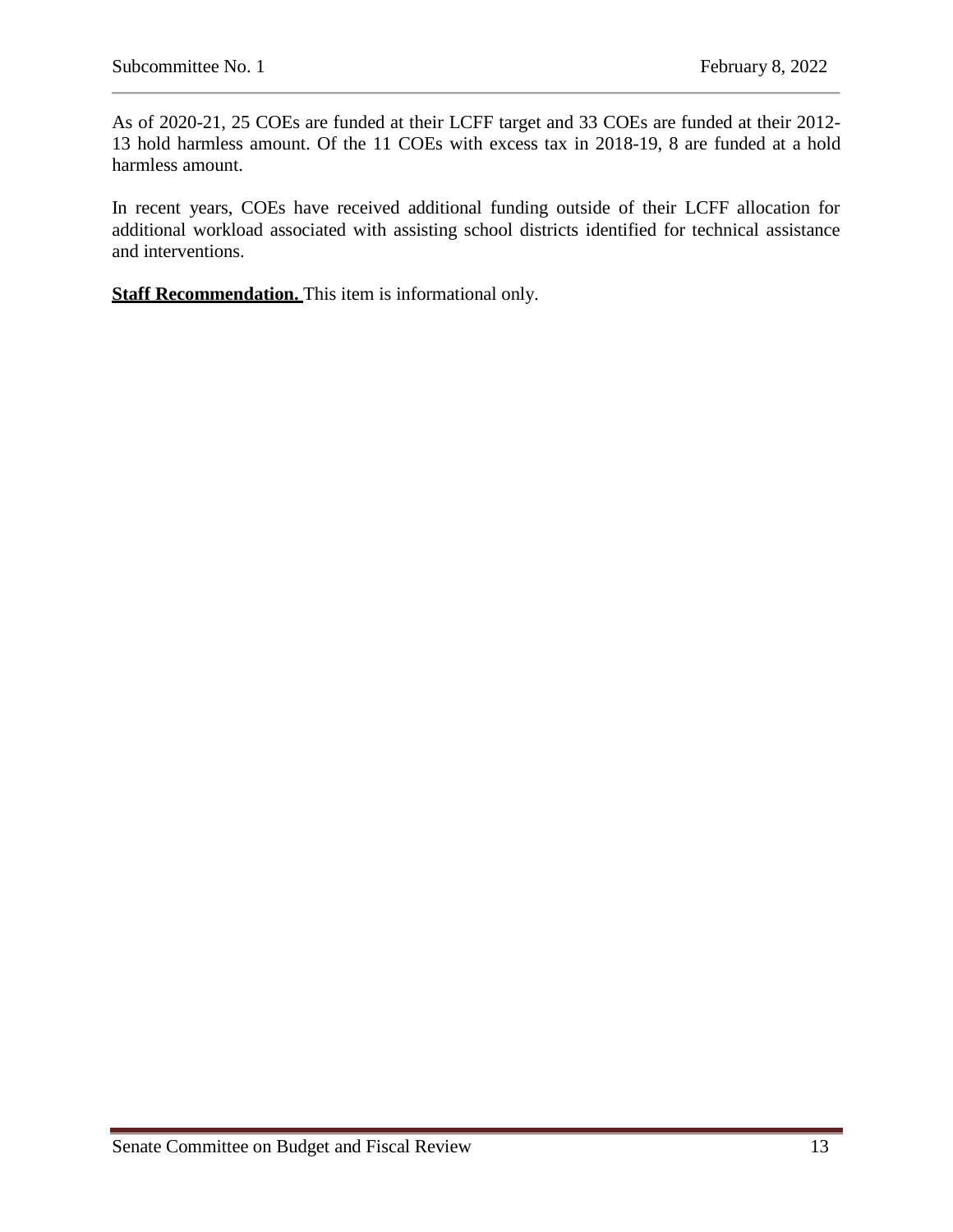As of 2020-21, 25 COEs are funded at their LCFF target and 33 COEs are funded at their 2012-13 hold harmless amount. Of the 11 COEs with excess tax in 2018-19, 8 are funded at a hold harmless amount.

In recent years, COEs have received additional funding outside of their LCFF allocation for additional workload associated with assisting school districts identified for technical assistance and interventions.

**Staff Recommendation.** This item is informational only.